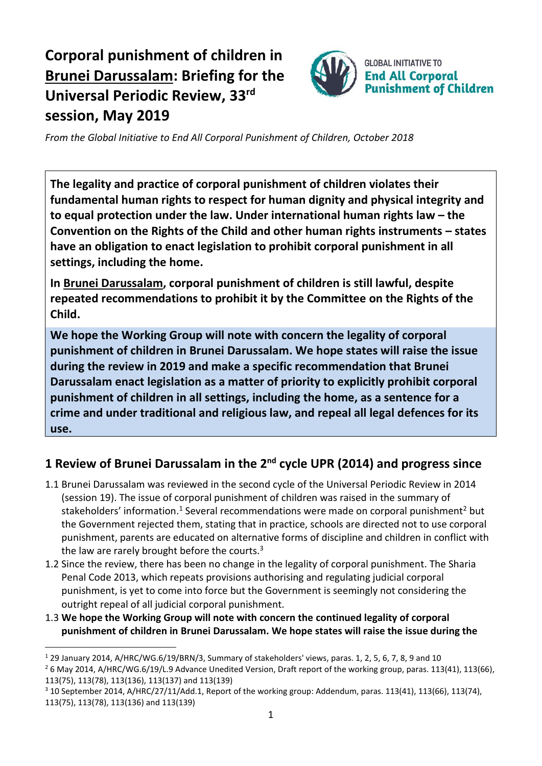# Corporal punishment of children in Brunei Darussalam: Briefing for the Universal Periodic Review, 33rd session, May 2019

GLOBAL INITIATIVE TO **End All Corporal Punishment of Children**

*From the Global Initiative to End All Corporal Punishment of Children, October 2018*

**The legality and practice of corporal punishment of children violates their fundamental human rights to respect for human dignity and physical integrity and to equal protection under the law. Under international human rights law – the Convention on the Rights of the Child and other human rights instruments – states have an obligation to enact legislation to prohibit corporal punishment in all settings, including the home.**

**In Brunei Darussalam, corporal punishment of children is still lawful, despite repeated recommendations to prohibit it by the Committee on the Rights of the Child.**

**We hope the Working Group will note with concern the legality of corporal punishment of children in Brunei Darussalam. We hope states will raise the issue during the review in 2019 and make a specific recommendation that Brunei Darussalam enact legislation as a matter of priority to explicitly prohibit corporal punishment of children in all settings, including the home, as a sentence for a crime and under traditional and religious law, and repeal all legal defences for its use.**

## 1 Review of Brunei Darussalam in the 2nd cycle UPR (2014) and progress since

1.1 Brunei Darussalam was reviewed in the second cycle of the Universal Periodic Review in 2014 (session 19). The issue of corporal punishment of children was raised in the summary of stakeholders' information.[1] Several recommendations were made on corporal punishment[2] but the Government rejected them, stating that in practice, schools are directed not to use corporal punishment, parents are educated on alternative forms of discipline and children in conflict with the law are rarely brought before the courts.[3]

1.2 Since the review, there has been no change in the legality of corporal punishment. The Sharia Penal Code 2013, which repeats provisions authorising and regulating judicial corporal punishment, is yet to come into force but the Government is seemingly not considering the outright repeal of all judicial corporal punishment.

1.3 **We hope the Working Group will note with concern the continued legality of corporal punishment of children in Brunei Darussalam. We hope states will raise the issue during the**

---

[1] 29 January 2014, A/HRC/WG.6/19/BRN/3, Summary of stakeholders' views, paras. 1, 2, 5, 6, 7, 8, 9 and 10

[2] 6 May 2014, A/HRC/WG.6/19/L.9 Advance Unedited Version, Draft report of the working group, paras. 113(41), 113(66), 113(75), 113(78), 113(136), 113(137) and 113(139)

[3] 10 September 2014, A/HRC/27/11/Add.1, Report of the working group: Addendum, paras. 113(41), 113(66), 113(74), 113(75), 113(78), 113(136) and 113(139)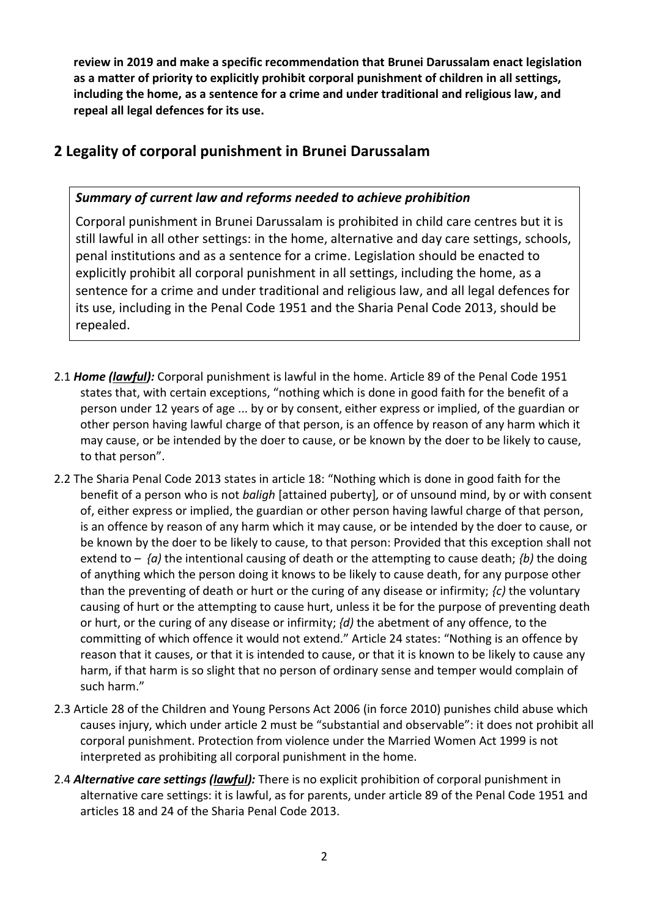**review in 2019 and make a specific recommendation that Brunei Darussalam enact legislation as a matter of priority to explicitly prohibit corporal punishment of children in all settings, including the home, as a sentence for a crime and under traditional and religious law, and repeal all legal defences for its use.**

## 2 Legality of corporal punishment in Brunei Darussalam

> ***Summary of current law and reforms needed to achieve prohibition***
>
> Corporal punishment in Brunei Darussalam is prohibited in child care centres but it is still lawful in all other settings: in the home, alternative and day care settings, schools, penal institutions and as a sentence for a crime. Legislation should be enacted to explicitly prohibit all corporal punishment in all settings, including the home, as a sentence for a crime and under traditional and religious law, and all legal defences for its use, including in the Penal Code 1951 and the Sharia Penal Code 2013, should be repealed.

2.1 ***Home (lawful):*** Corporal punishment is lawful in the home. Article 89 of the Penal Code 1951 states that, with certain exceptions, "nothing which is done in good faith for the benefit of a person under 12 years of age ... by or by consent, either express or implied, of the guardian or other person having lawful charge of that person, is an offence by reason of any harm which it may cause, or be intended by the doer to cause, or be known by the doer to be likely to cause, to that person".

2.2 The Sharia Penal Code 2013 states in article 18: "Nothing which is done in good faith for the benefit of a person who is not *baligh* [attained puberty], or of unsound mind, by or with consent of, either express or implied, the guardian or other person having lawful charge of that person, is an offence by reason of any harm which it may cause, or be intended by the doer to cause, or be known by the doer to be likely to cause, to that person: Provided that this exception shall not extend to – *(a)* the intentional causing of death or the attempting to cause death; *(b)* the doing of anything which the person doing it knows to be likely to cause death, for any purpose other than the preventing of death or hurt or the curing of any disease or infirmity; *(c)* the voluntary causing of hurt or the attempting to cause hurt, unless it be for the purpose of preventing death or hurt, or the curing of any disease or infirmity; *(d)* the abetment of any offence, to the committing of which offence it would not extend." Article 24 states: "Nothing is an offence by reason that it causes, or that it is intended to cause, or that it is known to be likely to cause any harm, if that harm is so slight that no person of ordinary sense and temper would complain of such harm."

2.3 Article 28 of the Children and Young Persons Act 2006 (in force 2010) punishes child abuse which causes injury, which under article 2 must be "substantial and observable": it does not prohibit all corporal punishment. Protection from violence under the Married Women Act 1999 is not interpreted as prohibiting all corporal punishment in the home.

2.4 ***Alternative care settings (lawful):*** There is no explicit prohibition of corporal punishment in alternative care settings: it is lawful, as for parents, under article 89 of the Penal Code 1951 and articles 18 and 24 of the Sharia Penal Code 2013.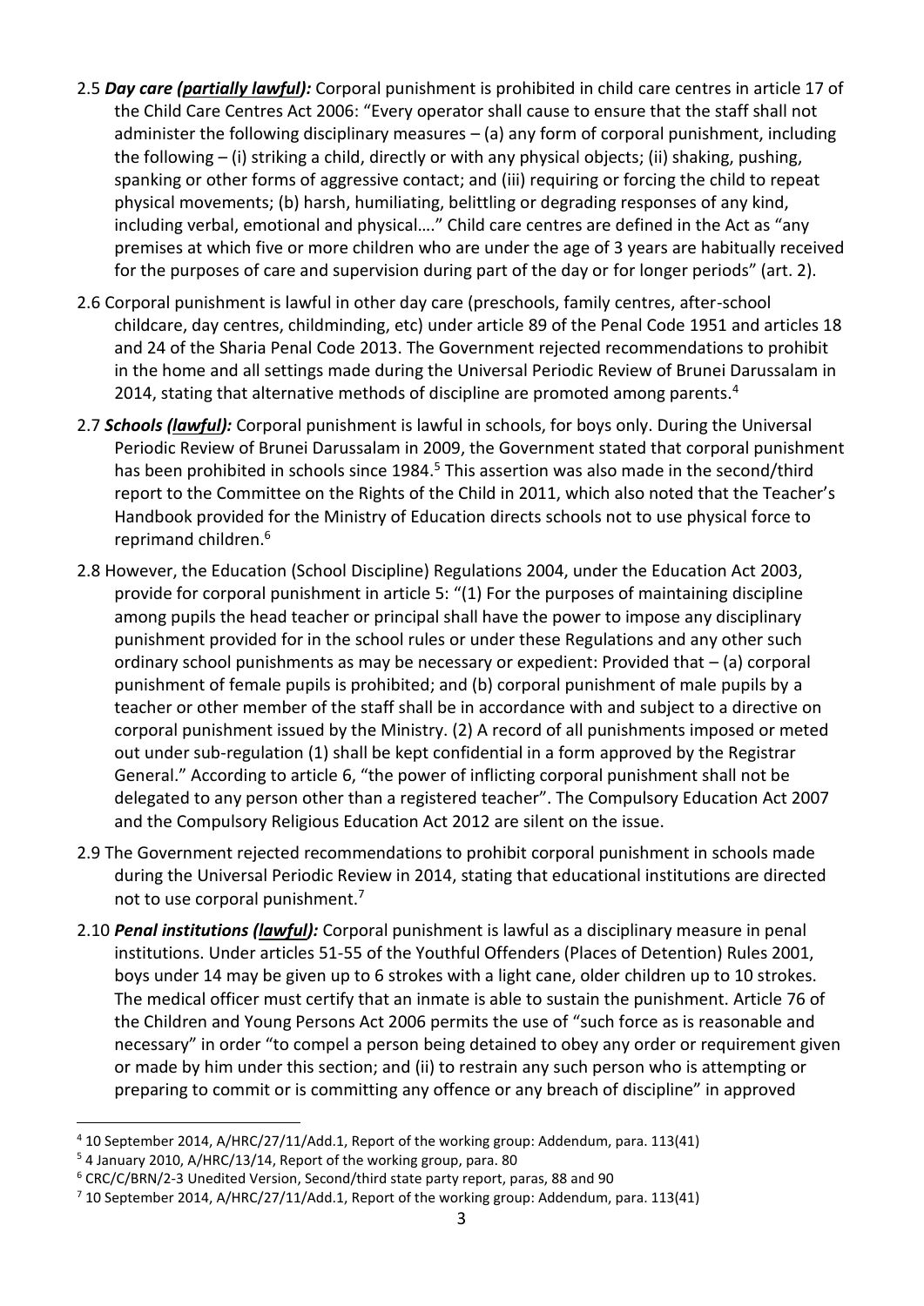2.5 ***Day care (partially lawful):*** Corporal punishment is prohibited in child care centres in article 17 of the Child Care Centres Act 2006: "Every operator shall cause to ensure that the staff shall not administer the following disciplinary measures – (a) any form of corporal punishment, including the following – (i) striking a child, directly or with any physical objects; (ii) shaking, pushing, spanking or other forms of aggressive contact; and (iii) requiring or forcing the child to repeat physical movements; (b) harsh, humiliating, belittling or degrading responses of any kind, including verbal, emotional and physical…." Child care centres are defined in the Act as "any premises at which five or more children who are under the age of 3 years are habitually received for the purposes of care and supervision during part of the day or for longer periods" (art. 2).

2.6 Corporal punishment is lawful in other day care (preschools, family centres, after-school childcare, day centres, childminding, etc) under article 89 of the Penal Code 1951 and articles 18 and 24 of the Sharia Penal Code 2013. The Government rejected recommendations to prohibit in the home and all settings made during the Universal Periodic Review of Brunei Darussalam in 2014, stating that alternative methods of discipline are promoted among parents.[4]

2.7 ***Schools (lawful):*** Corporal punishment is lawful in schools, for boys only. During the Universal Periodic Review of Brunei Darussalam in 2009, the Government stated that corporal punishment has been prohibited in schools since 1984.[5] This assertion was also made in the second/third report to the Committee on the Rights of the Child in 2011, which also noted that the Teacher's Handbook provided for the Ministry of Education directs schools not to use physical force to reprimand children.[6]

2.8 However, the Education (School Discipline) Regulations 2004, under the Education Act 2003, provide for corporal punishment in article 5: "(1) For the purposes of maintaining discipline among pupils the head teacher or principal shall have the power to impose any disciplinary punishment provided for in the school rules or under these Regulations and any other such ordinary school punishments as may be necessary or expedient: Provided that – (a) corporal punishment of female pupils is prohibited; and (b) corporal punishment of male pupils by a teacher or other member of the staff shall be in accordance with and subject to a directive on corporal punishment issued by the Ministry. (2) A record of all punishments imposed or meted out under sub-regulation (1) shall be kept confidential in a form approved by the Registrar General." According to article 6, "the power of inflicting corporal punishment shall not be delegated to any person other than a registered teacher". The Compulsory Education Act 2007 and the Compulsory Religious Education Act 2012 are silent on the issue.

2.9 The Government rejected recommendations to prohibit corporal punishment in schools made during the Universal Periodic Review in 2014, stating that educational institutions are directed not to use corporal punishment.[7]

2.10 ***Penal institutions (lawful):*** Corporal punishment is lawful as a disciplinary measure in penal institutions. Under articles 51-55 of the Youthful Offenders (Places of Detention) Rules 2001, boys under 14 may be given up to 6 strokes with a light cane, older children up to 10 strokes. The medical officer must certify that an inmate is able to sustain the punishment. Article 76 of the Children and Young Persons Act 2006 permits the use of "such force as is reasonable and necessary" in order "to compel a person being detained to obey any order or requirement given or made by him under this section; and (ii) to restrain any such person who is attempting or preparing to commit or is committing any offence or any breach of discipline" in approved

---

[4] 10 September 2014, A/HRC/27/11/Add.1, Report of the working group: Addendum, para. 113(41)

[5] 4 January 2010, A/HRC/13/14, Report of the working group, para. 80

[6] CRC/C/BRN/2-3 Unedited Version, Second/third state party report, paras, 88 and 90

[7] 10 September 2014, A/HRC/27/11/Add.1, Report of the working group: Addendum, para. 113(41)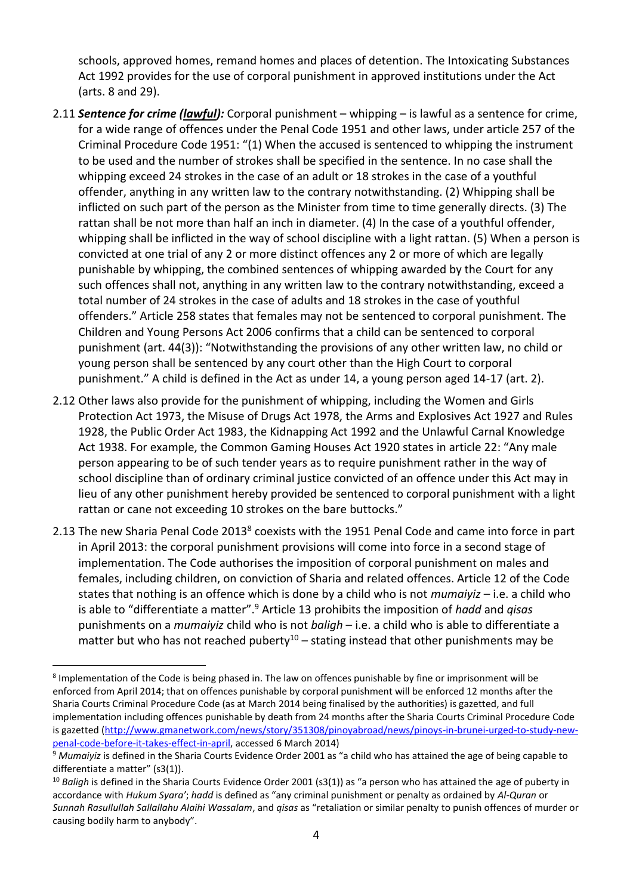schools, approved homes, remand homes and places of detention. The Intoxicating Substances Act 1992 provides for the use of corporal punishment in approved institutions under the Act (arts. 8 and 29).

2.11 ***Sentence for crime (lawful):*** Corporal punishment – whipping – is lawful as a sentence for crime, for a wide range of offences under the Penal Code 1951 and other laws, under article 257 of the Criminal Procedure Code 1951: "(1) When the accused is sentenced to whipping the instrument to be used and the number of strokes shall be specified in the sentence. In no case shall the whipping exceed 24 strokes in the case of an adult or 18 strokes in the case of a youthful offender, anything in any written law to the contrary notwithstanding. (2) Whipping shall be inflicted on such part of the person as the Minister from time to time generally directs. (3) The rattan shall be not more than half an inch in diameter. (4) In the case of a youthful offender, whipping shall be inflicted in the way of school discipline with a light rattan. (5) When a person is convicted at one trial of any 2 or more distinct offences any 2 or more of which are legally punishable by whipping, the combined sentences of whipping awarded by the Court for any such offences shall not, anything in any written law to the contrary notwithstanding, exceed a total number of 24 strokes in the case of adults and 18 strokes in the case of youthful offenders." Article 258 states that females may not be sentenced to corporal punishment. The Children and Young Persons Act 2006 confirms that a child can be sentenced to corporal punishment (art. 44(3)): "Notwithstanding the provisions of any other written law, no child or young person shall be sentenced by any court other than the High Court to corporal punishment." A child is defined in the Act as under 14, a young person aged 14-17 (art. 2).

2.12 Other laws also provide for the punishment of whipping, including the Women and Girls Protection Act 1973, the Misuse of Drugs Act 1978, the Arms and Explosives Act 1927 and Rules 1928, the Public Order Act 1983, the Kidnapping Act 1992 and the Unlawful Carnal Knowledge Act 1938. For example, the Common Gaming Houses Act 1920 states in article 22: "Any male person appearing to be of such tender years as to require punishment rather in the way of school discipline than of ordinary criminal justice convicted of an offence under this Act may in lieu of any other punishment hereby provided be sentenced to corporal punishment with a light rattan or cane not exceeding 10 strokes on the bare buttocks."

2.13 The new Sharia Penal Code 2013[8] coexists with the 1951 Penal Code and came into force in part in April 2013: the corporal punishment provisions will come into force in a second stage of implementation. The Code authorises the imposition of corporal punishment on males and females, including children, on conviction of Sharia and related offences. Article 12 of the Code states that nothing is an offence which is done by a child who is not *mumaiyiz* – i.e. a child who is able to "differentiate a matter".[9] Article 13 prohibits the imposition of *hadd* and *qisas* punishments on a *mumaiyiz* child who is not *baligh* – i.e. a child who is able to differentiate a matter but who has not reached puberty[10] – stating instead that other punishments may be

---

[8] Implementation of the Code is being phased in. The law on offences punishable by fine or imprisonment will be enforced from April 2014; that on offences punishable by corporal punishment will be enforced 12 months after the Sharia Courts Criminal Procedure Code (as at March 2014 being finalised by the authorities) is gazetted, and full implementation including offences punishable by death from 24 months after the Sharia Courts Criminal Procedure Code is gazetted (http://www.gmanetwork.com/news/story/351308/pinoyabroad/news/pinoys-in-brunei-urged-to-study-new-penal-code-before-it-takes-effect-in-april, accessed 6 March 2014)

[9] *Mumaiyiz* is defined in the Sharia Courts Evidence Order 2001 as "a child who has attained the age of being capable to differentiate a matter" (s3(1)).

[10] *Baligh* is defined in the Sharia Courts Evidence Order 2001 (s3(1)) as "a person who has attained the age of puberty in accordance with *Hukum Syara'*; *hadd* is defined as "any criminal punishment or penalty as ordained by *Al-Quran* or *Sunnah Rasullullah Sallallahu Alaihi Wassalam*, and *qisas* as "retaliation or similar penalty to punish offences of murder or causing bodily harm to anybody".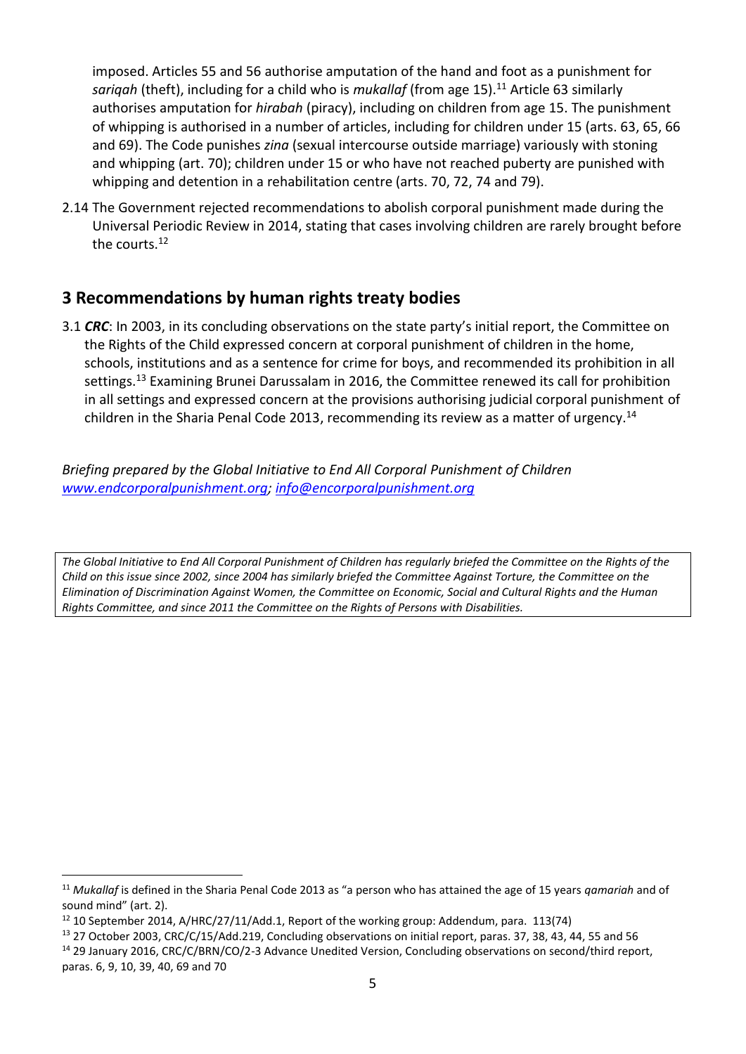imposed. Articles 55 and 56 authorise amputation of the hand and foot as a punishment for *sariqah* (theft), including for a child who is *mukallaf* (from age 15).[11] Article 63 similarly authorises amputation for *hirabah* (piracy), including on children from age 15. The punishment of whipping is authorised in a number of articles, including for children under 15 (arts. 63, 65, 66 and 69). The Code punishes *zina* (sexual intercourse outside marriage) variously with stoning and whipping (art. 70); children under 15 or who have not reached puberty are punished with whipping and detention in a rehabilitation centre (arts. 70, 72, 74 and 79).

2.14 The Government rejected recommendations to abolish corporal punishment made during the Universal Periodic Review in 2014, stating that cases involving children are rarely brought before the courts.[12]

## 3 Recommendations by human rights treaty bodies

3.1 ***CRC***: In 2003, in its concluding observations on the state party's initial report, the Committee on the Rights of the Child expressed concern at corporal punishment of children in the home, schools, institutions and as a sentence for crime for boys, and recommended its prohibition in all settings.[13] Examining Brunei Darussalam in 2016, the Committee renewed its call for prohibition in all settings and expressed concern at the provisions authorising judicial corporal punishment of children in the Sharia Penal Code 2013, recommending its review as a matter of urgency.[14]

*Briefing prepared by the Global Initiative to End All Corporal Punishment of Children*
*www.endcorporalpunishment.org; info@encorporalpunishment.org*

*The Global Initiative to End All Corporal Punishment of Children has regularly briefed the Committee on the Rights of the Child on this issue since 2002, since 2004 has similarly briefed the Committee Against Torture, the Committee on the Elimination of Discrimination Against Women, the Committee on Economic, Social and Cultural Rights and the Human Rights Committee, and since 2011 the Committee on the Rights of Persons with Disabilities.*

---

[11] *Mukallaf* is defined in the Sharia Penal Code 2013 as "a person who has attained the age of 15 years *qamariah* and of sound mind" (art. 2).

[12] 10 September 2014, A/HRC/27/11/Add.1, Report of the working group: Addendum, para. 113(74)

[13] 27 October 2003, CRC/C/15/Add.219, Concluding observations on initial report, paras. 37, 38, 43, 44, 55 and 56

[14] 29 January 2016, CRC/C/BRN/CO/2-3 Advance Unedited Version, Concluding observations on second/third report, paras. 6, 9, 10, 39, 40, 69 and 70